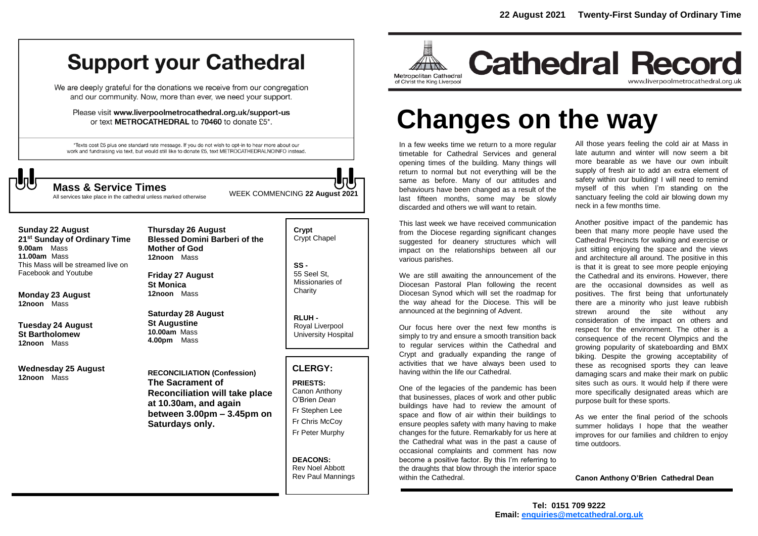# Support your Cathedral

We are deeply grateful for the donations we receive from our congregation and our community. Now, more than ever, we need your support.

Please visit **www.liverpoolmetrocathedral.org.uk/support-us** or text **METROCATHEDRAL** to **70460** to donate £5*.

*Texts cost £5 plus one standard rate message. If you do not wish to opt-in to hear more about our work and fundraising via text, but would still like to donate £5, text METROCATHEDRALNOINFO instead.

## Mass & Service Times

All services take place in the cathedral unless marked otherwise

WEEK COMMENCING **22 August 2021**

**Sunday 22 August**
**21st Sunday of Ordinary Time**
**9.00am** Mass
**11.00am** Mass
This Mass will be streamed live on Facebook and Youtube

**Monday 23 August**
**12noon** Mass

**Tuesday 24 August**
**St Bartholomew**
**12noon** Mass

**Wednesday 25 August**
**12noon** Mass

**Thursday 26 August**
**Blessed Domini Barberi of the Mother of God**
**12noon** Mass

**Friday 27 August**
**St Monica**
**12noon** Mass

**Saturday 28 August**
**St Augustine**
**10.00am** Mass
**4.00pm** Mass

**RECONCILIATION (Confession)**
**The Sacrament of Reconciliation will take place at 10.30am, and again between 3.00pm – 3.45pm on Saturdays only.**

**Crypt** Crypt Chapel

**SS -** 55 Seel St, Missionaries of Charity

**RLUH -** Royal Liverpool University Hospital

## CLERGY:

**PRIESTS:**
Canon Anthony O'Brien *Dean*
Fr Stephen Lee
Fr Chris McCoy
Fr Peter Murphy

**DEACONS:**
Rev Noel Abbott
Rev Paul Mannings

**22 August 2021 Twenty-First Sunday of Ordinary Time**

Metropolitan Cathedral of Christ the King Liverpool

# Cathedral Record

www.liverpoolmetrocathedral.org.uk

# Changes on the way

In a few weeks time we return to a more regular timetable for Cathedral Services and general opening times of the building. Many things will return to normal but not everything will be the same as before. Many of our attitudes and behaviours have been changed as a result of the last fifteen months, some may be slowly discarded and others we will want to retain.

This last week we have received communication from the Diocese regarding significant changes suggested for deanery structures which will impact on the relationships between all our various parishes.

We are still awaiting the announcement of the Diocesan Pastoral Plan following the recent Diocesan Synod which will set the roadmap for the way ahead for the Diocese. This will be announced at the beginning of Advent.

Our focus here over the next few months is simply to try and ensure a smooth transition back to regular services within the Cathedral and Crypt and gradually expanding the range of activities that we have always been used to having within the life our Cathedral.

One of the legacies of the pandemic has been that businesses, places of work and other public buildings have had to review the amount of space and flow of air within their buildings to ensure peoples safety with many having to make changes for the future. Remarkably for us here at the Cathedral what was in the past a cause of occasional complaints and comment has now become a positive factor. By this I'm referring to the draughts that blow through the interior space within the Cathedral.

All those years feeling the cold air at Mass in late autumn and winter will now seem a bit more bearable as we have our own inbuilt supply of fresh air to add an extra element of safety within our building! I will need to remind myself of this when I'm standing on the sanctuary feeling the cold air blowing down my neck in a few months time.

Another positive impact of the pandemic has been that many more people have used the Cathedral Precincts for walking and exercise or just sitting enjoying the space and the views and architecture all around. The positive in this is that it is great to see more people enjoying the Cathedral and its environs. However, there are the occasional downsides as well as positives. The first being that unfortunately there are a minority who just leave rubbish strewn around the site without any consideration of the impact on others and respect for the environment. The other is a consequence of the recent Olympics and the growing popularity of skateboarding and BMX biking. Despite the growing acceptability of these as recognised sports they can leave damaging scars and make their mark on public sites such as ours. It would help if there were more specifically designated areas which are purpose built for these sports.

As we enter the final period of the schools summer holidays I hope that the weather improves for our families and children to enjoy time outdoors.

**Canon Anthony O'Brien Cathedral Dean**

**Tel: 0151 709 9222**
**Email: enquiries@metcathedral.org.uk**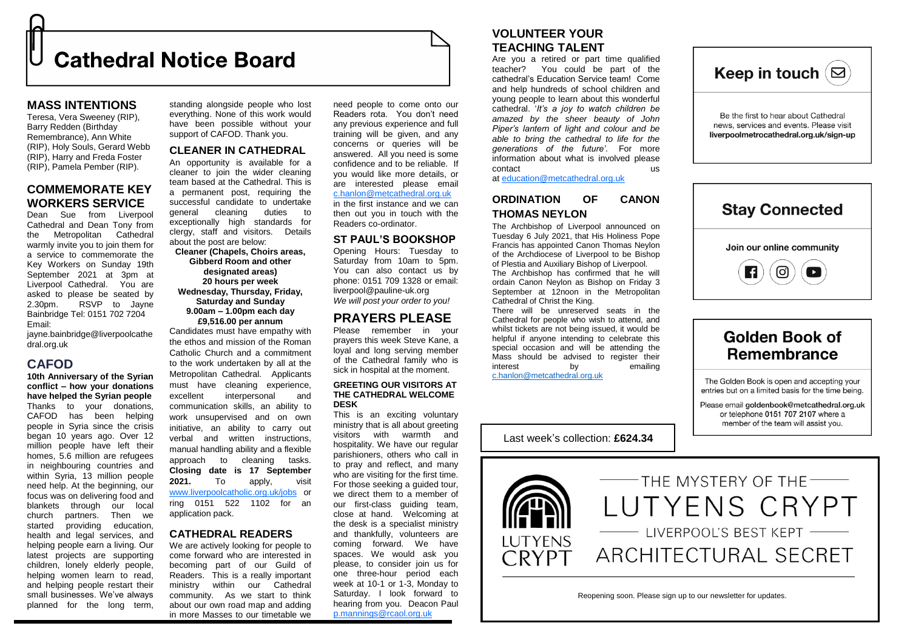# Cathedral Notice Board

## MASS INTENTIONS

Teresa, Vera Sweeney (RIP), Barry Redden (Birthday Remembrance), Ann White (RIP), Holy Souls, Gerard Webb (RIP), Harry and Freda Foster (RIP), Pamela Pember (RIP).

## COMMEMORATE KEY WORKERS SERVICE

Dean Sue from Liverpool Cathedral and Dean Tony from the Metropolitan Cathedral warmly invite you to join them for a service to commemorate the Key Workers on Sunday 19th September 2021 at 3pm at Liverpool Cathedral. You are asked to please be seated by 2.30pm. RSVP to Jayne Bainbridge Tel: 0151 702 7204 Email: jayne.bainbridge@liverpoolcathedral.org.uk

## CAFOD

**10th Anniversary of the Syrian conflict – how your donations have helped the Syrian people**

Thanks to your donations, CAFOD has been helping people in Syria since the crisis began 10 years ago. Over 12 million people have left their homes, 5.6 million are refugees in neighbouring countries and within Syria, 13 million people need help. At the beginning, our focus was on delivering food and blankets through our local church partners. Then we started providing education, health and legal services, and helping people earn a living. Our latest projects are supporting children, lonely elderly people, helping women learn to read, and helping people restart their small businesses. We've always planned for the long term, standing alongside people who lost everything. None of this work would have been possible without your support of CAFOD. Thank you.

## CLEANER IN CATHEDRAL

An opportunity is available for a cleaner to join the wider cleaning team based at the Cathedral. This is a permanent post, requiring the successful candidate to undertake general cleaning duties to exceptionally high standards for clergy, staff and visitors. Details about the post are below:

**Cleaner (Chapels, Choirs areas, Gibberd Room and other designated areas)**
**20 hours per week**
**Wednesday, Thursday, Friday, Saturday and Sunday**
**9.00am – 1.00pm each day**
**£9,516.00 per annum**

Candidates must have empathy with the ethos and mission of the Roman Catholic Church and a commitment to the work undertaken by all at the Metropolitan Cathedral. Applicants must have cleaning experience, excellent interpersonal and communication skills, an ability to work unsupervised and on own initiative, an ability to carry out verbal and written instructions, manual handling ability and a flexible approach to cleaning tasks. **Closing date is 17 September 2021.** To apply, visit www.liverpoolcatholic.org.uk/jobs or ring 0151 522 1102 for an application pack.

## CATHEDRAL READERS

We are actively looking for people to come forward who are interested in becoming part of our Guild of Readers. This is a really important ministry within our Cathedral community. As we start to think about our own road map and adding in more Masses to our timetable we need people to come onto our Readers rota. You don't need any previous experience and full training will be given, and any concerns or queries will be answered. All you need is some confidence and to be reliable. If you would like more details, or are interested please email c.hanlon@metcathedral.org.uk in the first instance and we can then out you in touch with the Readers co-ordinator.

## ST PAUL'S BOOKSHOP

Opening Hours: Tuesday to Saturday from 10am to 5pm. You can also contact us by phone: 0151 709 1328 or email: liverpool@pauline-uk.org

*We will post your order to you!*

## PRAYERS PLEASE

Please remember in your prayers this week Steve Kane, a loyal and long serving member of the Cathedral family who is sick in hospital at the moment.

### GREETING OUR VISITORS AT THE CATHEDRAL WELCOME DESK

This is an exciting voluntary ministry that is all about greeting visitors with warmth and hospitality. We have our regular parishioners, others who call in to pray and reflect, and many who are visiting for the first time. For those seeking a guided tour, we direct them to a member of our first-class guiding team, close at hand. Welcoming at the desk is a specialist ministry and thankfully, volunteers are coming forward. We have spaces. We would ask you please, to consider join us for one three-hour period each week at 10-1 or 1-3, Monday to Saturday. I look forward to hearing from you. Deacon Paul p.mannings@rcaol.org.uk

## VOLUNTEER YOUR TEACHING TALENT

Are you a retired or part time qualified teacher? You could be part of the cathedral's Education Service team! Come and help hundreds of school children and young people to learn about this wonderful cathedral. '*It's a joy to watch children be amazed by the sheer beauty of John Piper's lantern of light and colour and be able to bring the cathedral to life for the generations of the future'*. For more information about what is involved please contact us at education@metcathedral.org.uk

## ORDINATION OF CANON THOMAS NEYLON

The Archbishop of Liverpool announced on Tuesday 6 July 2021, that His Holiness Pope Francis has appointed Canon Thomas Neylon of the Archdiocese of Liverpool to be Bishop of Plestia and Auxiliary Bishop of Liverpool.

The Archbishop has confirmed that he will ordain Canon Neylon as Bishop on Friday 3 September at 12noon in the Metropolitan Cathedral of Christ the King.

There will be unreserved seats in the Cathedral for people who wish to attend, and whilst tickets are not being issued, it would be helpful if anyone intending to celebrate this special occasion and will be attending the Mass should be advised to register their interest by emailing c.hanlon@metcathedral.org.uk

Last week's collection: **£624.34**

## Keep in touch

Be the first to hear about Cathedral news, services and events. Please visit **liverpoolmetrocathedral.org.uk/sign-up**

## Stay Connected

Join our online community

## Golden Book of Remembrance

The Golden Book is open and accepting your entries but on a limited basis for the time being.

Please email **goldenbook@metcathedral.org.uk** or telephone **0151 707 2107** where a member of the team will assist you.

LUTYENS CRYPT

THE MYSTERY OF THE LUTYENS CRYPT — LIVERPOOL'S BEST KEPT ARCHITECTURAL SECRET

Reopening soon. Please sign up to our newsletter for updates.